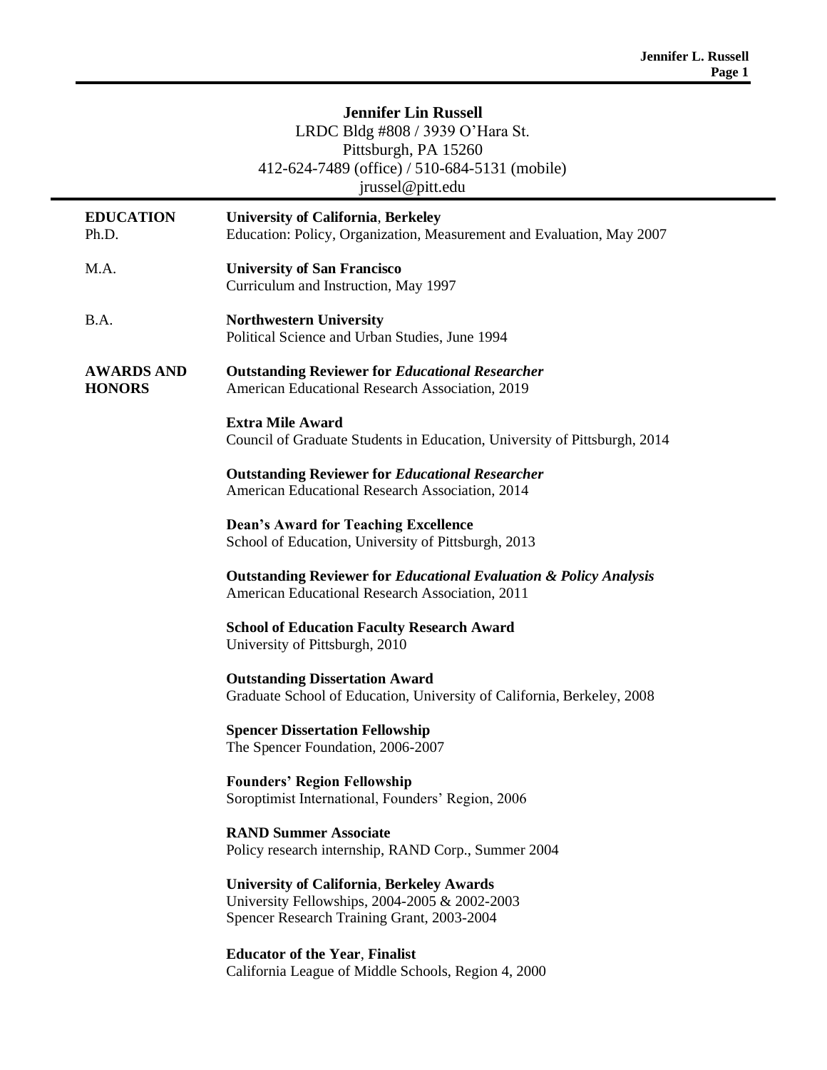# Jennifer Lin Russell

LRDC Bldg #808 / 3939 O'Hara St.
Pittsburgh, PA 15260
412-624-7489 (office) / 510-684-5131 (mobile)
jrussel@pitt.edu

## EDUCATION

**Ph.D.** — **University of California, Berkeley**
Education: Policy, Organization, Measurement and Evaluation, May 2007

**M.A.** — **University of San Francisco**
Curriculum and Instruction, May 1997

**B.A.** — **Northwestern University**
Political Science and Urban Studies, June 1994

## AWARDS AND HONORS

**Outstanding Reviewer for *Educational Researcher***
American Educational Research Association, 2019

**Extra Mile Award**
Council of Graduate Students in Education, University of Pittsburgh, 2014

**Outstanding Reviewer for *Educational Researcher***
American Educational Research Association, 2014

**Dean's Award for Teaching Excellence**
School of Education, University of Pittsburgh, 2013

**Outstanding Reviewer for *Educational Evaluation & Policy Analysis***
American Educational Research Association, 2011

**School of Education Faculty Research Award**
University of Pittsburgh, 2010

**Outstanding Dissertation Award**
Graduate School of Education, University of California, Berkeley, 2008

**Spencer Dissertation Fellowship**
The Spencer Foundation, 2006-2007

**Founders' Region Fellowship**
Soroptimist International, Founders' Region, 2006

**RAND Summer Associate**
Policy research internship, RAND Corp., Summer 2004

**University of California, Berkeley Awards**
University Fellowships, 2004-2005 & 2002-2003
Spencer Research Training Grant, 2003-2004

**Educator of the Year, Finalist**
California League of Middle Schools, Region 4, 2000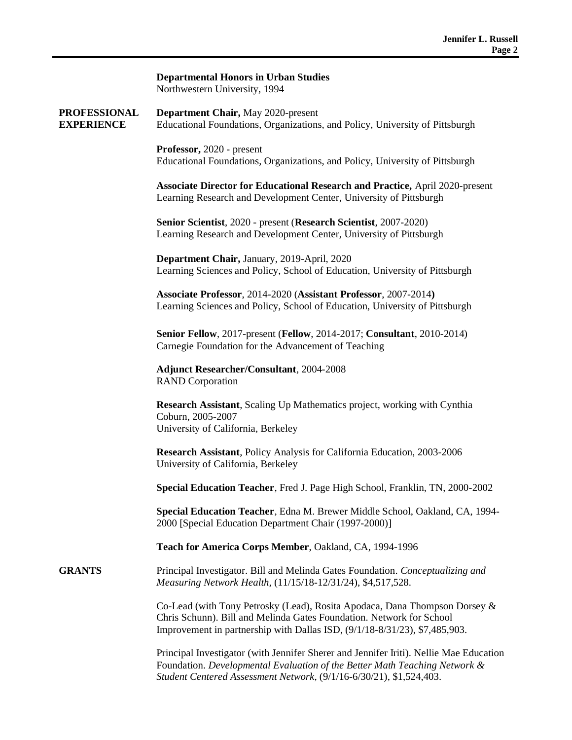**Departmental Honors in Urban Studies**
Northwestern University, 1994

## PROFESSIONAL EXPERIENCE

**Department Chair,** May 2020-present
Educational Foundations, Organizations, and Policy, University of Pittsburgh

**Professor,** 2020 - present
Educational Foundations, Organizations, and Policy, University of Pittsburgh

**Associate Director for Educational Research and Practice,** April 2020-present
Learning Research and Development Center, University of Pittsburgh

**Senior Scientist**, 2020 - present (**Research Scientist**, 2007-2020)
Learning Research and Development Center, University of Pittsburgh

**Department Chair,** January, 2019-April, 2020
Learning Sciences and Policy, School of Education, University of Pittsburgh

**Associate Professor**, 2014-2020 (**Assistant Professor**, 2007-2014**)**
Learning Sciences and Policy, School of Education, University of Pittsburgh

**Senior Fellow**, 2017-present (**Fellow**, 2014-2017; **Consultant**, 2010-2014)
Carnegie Foundation for the Advancement of Teaching

**Adjunct Researcher/Consultant**, 2004-2008
RAND Corporation

**Research Assistant**, Scaling Up Mathematics project, working with Cynthia Coburn, 2005-2007
University of California, Berkeley

**Research Assistant**, Policy Analysis for California Education, 2003-2006
University of California, Berkeley

**Special Education Teacher**, Fred J. Page High School, Franklin, TN, 2000-2002

**Special Education Teacher**, Edna M. Brewer Middle School, Oakland, CA, 1994-2000 [Special Education Department Chair (1997-2000)]

**Teach for America Corps Member**, Oakland, CA, 1994-1996

## GRANTS

Principal Investigator. Bill and Melinda Gates Foundation. *Conceptualizing and Measuring Network Health*, (11/15/18-12/31/24), $4,517,528.

Co-Lead (with Tony Petrosky (Lead), Rosita Apodaca, Dana Thompson Dorsey & Chris Schunn). Bill and Melinda Gates Foundation. Network for School Improvement in partnership with Dallas ISD, (9/1/18-8/31/23), $7,485,903.

Principal Investigator (with Jennifer Sherer and Jennifer Iriti). Nellie Mae Education Foundation. *Developmental Evaluation of the Better Math Teaching Network & Student Centered Assessment Network*, (9/1/16-6/30/21), $1,524,403.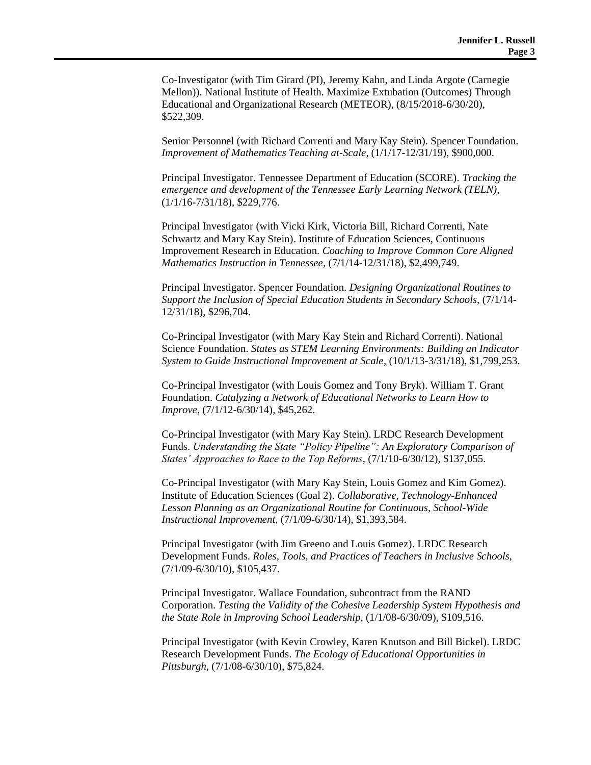Co-Investigator (with Tim Girard (PI), Jeremy Kahn, and Linda Argote (Carnegie Mellon)). National Institute of Health. Maximize Extubation (Outcomes) Through Educational and Organizational Research (METEOR), (8/15/2018-6/30/20), $522,309.

Senior Personnel (with Richard Correnti and Mary Kay Stein). Spencer Foundation. *Improvement of Mathematics Teaching at-Scale*, (1/1/17-12/31/19), $900,000.

Principal Investigator. Tennessee Department of Education (SCORE). *Tracking the emergence and development of the Tennessee Early Learning Network (TELN)*, (1/1/16-7/31/18), $229,776.

Principal Investigator (with Vicki Kirk, Victoria Bill, Richard Correnti, Nate Schwartz and Mary Kay Stein). Institute of Education Sciences, Continuous Improvement Research in Education. *Coaching to Improve Common Core Aligned Mathematics Instruction in Tennessee*, (7/1/14-12/31/18), $2,499,749.

Principal Investigator. Spencer Foundation. *Designing Organizational Routines to Support the Inclusion of Special Education Students in Secondary Schools*, (7/1/14-12/31/18), $296,704.

Co-Principal Investigator (with Mary Kay Stein and Richard Correnti). National Science Foundation. *States as STEM Learning Environments: Building an Indicator System to Guide Instructional Improvement at Scale*, (10/1/13-3/31/18), $1,799,253.

Co-Principal Investigator (with Louis Gomez and Tony Bryk). William T. Grant Foundation. *Catalyzing a Network of Educational Networks to Learn How to Improve*, (7/1/12-6/30/14), $45,262.

Co-Principal Investigator (with Mary Kay Stein). LRDC Research Development Funds. *Understanding the State "Policy Pipeline": An Exploratory Comparison of States' Approaches to Race to the Top Reforms*, (7/1/10-6/30/12), $137,055.

Co-Principal Investigator (with Mary Kay Stein, Louis Gomez and Kim Gomez). Institute of Education Sciences (Goal 2). *Collaborative, Technology-Enhanced Lesson Planning as an Organizational Routine for Continuous, School-Wide Instructional Improvement*, (7/1/09-6/30/14), $1,393,584.

Principal Investigator (with Jim Greeno and Louis Gomez). LRDC Research Development Funds. *Roles, Tools, and Practices of Teachers in Inclusive Schools*, (7/1/09-6/30/10), $105,437.

Principal Investigator. Wallace Foundation, subcontract from the RAND Corporation. *Testing the Validity of the Cohesive Leadership System Hypothesis and the State Role in Improving School Leadership*, (1/1/08-6/30/09), $109,516.

Principal Investigator (with Kevin Crowley, Karen Knutson and Bill Bickel). LRDC Research Development Funds. *The Ecology of Educational Opportunities in Pittsburgh*, (7/1/08-6/30/10), $75,824.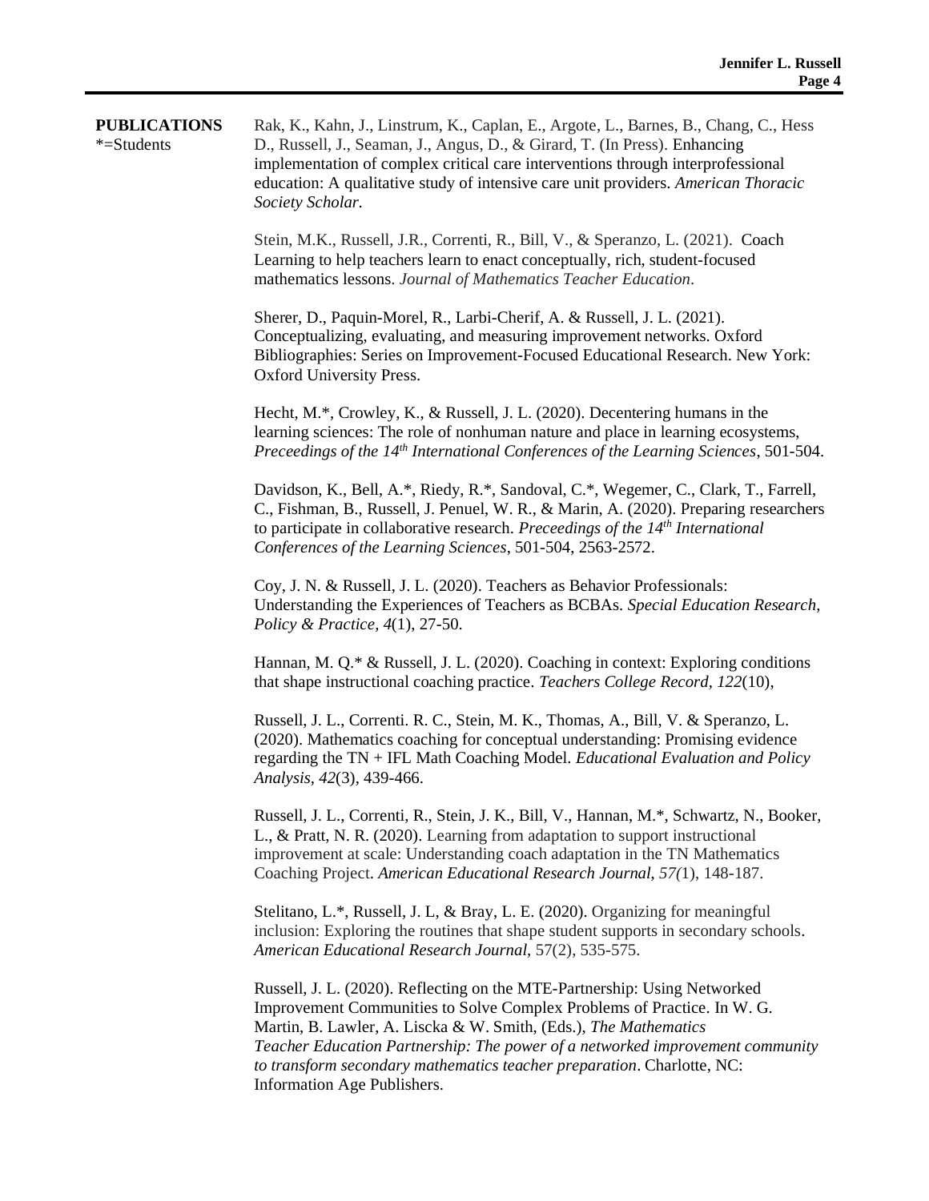**PUBLICATIONS**
*=Students

Rak, K., Kahn, J., Linstrum, K., Caplan, E., Argote, L., Barnes, B., Chang, C., Hess D., Russell, J., Seaman, J., Angus, D., & Girard, T. (In Press). Enhancing implementation of complex critical care interventions through interprofessional education: A qualitative study of intensive care unit providers. *American Thoracic Society Scholar.*

Stein, M.K., Russell, J.R., Correnti, R., Bill, V., & Speranzo, L. (2021). Coach Learning to help teachers learn to enact conceptually, rich, student-focused mathematics lessons. *Journal of Mathematics Teacher Education*.

Sherer, D., Paquin-Morel, R., Larbi-Cherif, A. & Russell, J. L. (2021). Conceptualizing, evaluating, and measuring improvement networks. Oxford Bibliographies: Series on Improvement-Focused Educational Research. New York: Oxford University Press.

Hecht, M.*, Crowley, K., & Russell, J. L. (2020). Decentering humans in the learning sciences: The role of nonhuman nature and place in learning ecosystems, *Preceedings of the 14th International Conferences of the Learning Sciences*, 501-504.

Davidson, K., Bell, A.*, Riedy, R.*, Sandoval, C.*, Wegemer, C., Clark, T., Farrell, C., Fishman, B., Russell, J. Penuel, W. R., & Marin, A. (2020). Preparing researchers to participate in collaborative research. *Preceedings of the 14th International Conferences of the Learning Sciences*, 501-504, 2563-2572.

Coy, J. N. & Russell, J. L. (2020). Teachers as Behavior Professionals: Understanding the Experiences of Teachers as BCBAs. *Special Education Research, Policy & Practice, 4*(1), 27-50.

Hannan, M. Q.* & Russell, J. L. (2020). Coaching in context: Exploring conditions that shape instructional coaching practice. *Teachers College Record, 122*(10),

Russell, J. L., Correnti. R. C., Stein, M. K., Thomas, A., Bill, V. & Speranzo, L. (2020). Mathematics coaching for conceptual understanding: Promising evidence regarding the TN + IFL Math Coaching Model. *Educational Evaluation and Policy Analysis*, *42*(3), 439-466.

Russell, J. L., Correnti, R., Stein, J. K., Bill, V., Hannan, M.*, Schwartz, N., Booker, L., & Pratt, N. R. (2020). Learning from adaptation to support instructional improvement at scale: Understanding coach adaptation in the TN Mathematics Coaching Project. *American Educational Research Journal, 57(*1), 148-187.

Stelitano, L.*, Russell, J. L, & Bray, L. E. (2020). Organizing for meaningful inclusion: Exploring the routines that shape student supports in secondary schools. *American Educational Research Journal,* 57(2), 535-575.

Russell, J. L. (2020). Reflecting on the MTE-Partnership: Using Networked Improvement Communities to Solve Complex Problems of Practice. In W. G. Martin, B. Lawler, A. Liscka & W. Smith, (Eds.), *The Mathematics Teacher Education Partnership: The power of a networked improvement community to transform secondary mathematics teacher preparation*. Charlotte, NC: Information Age Publishers.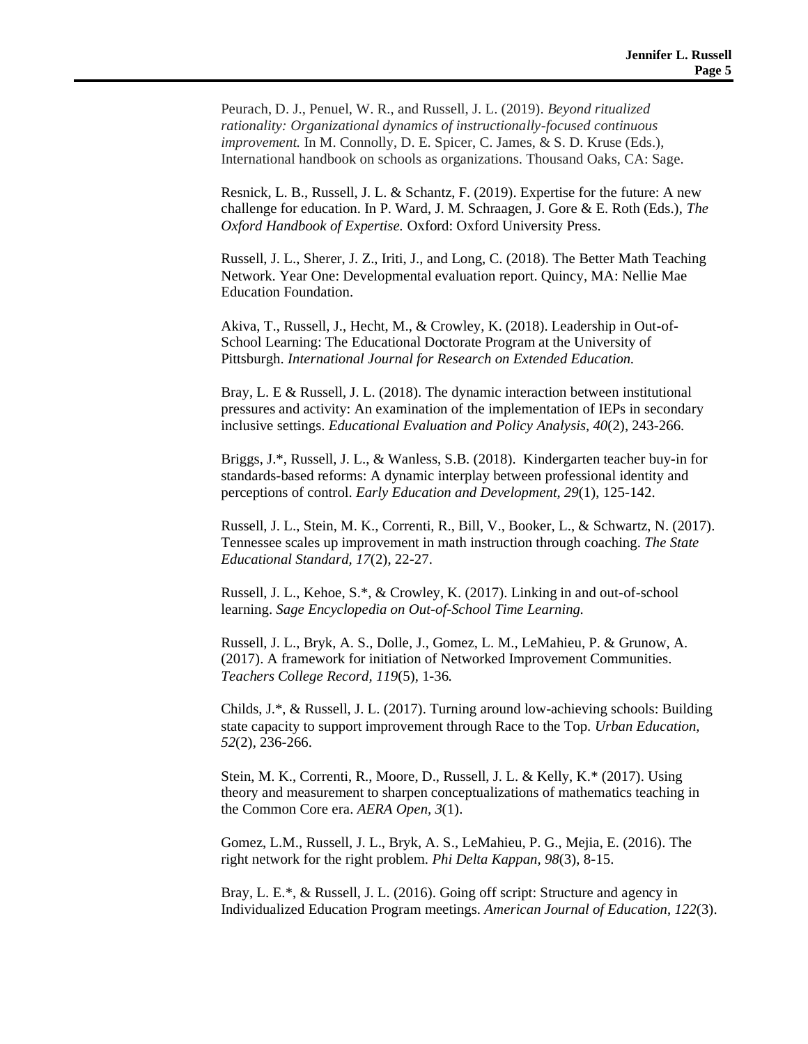Peurach, D. J., Penuel, W. R., and Russell, J. L. (2019). *Beyond ritualized rationality: Organizational dynamics of instructionally-focused continuous improvement.* In M. Connolly, D. E. Spicer, C. James, & S. D. Kruse (Eds.), International handbook on schools as organizations. Thousand Oaks, CA: Sage.

Resnick, L. B., Russell, J. L. & Schantz, F. (2019). Expertise for the future: A new challenge for education. In P. Ward, J. M. Schraagen, J. Gore & E. Roth (Eds.), *The Oxford Handbook of Expertise.* Oxford: Oxford University Press.

Russell, J. L., Sherer, J. Z., Iriti, J., and Long, C. (2018). The Better Math Teaching Network. Year One: Developmental evaluation report. Quincy, MA: Nellie Mae Education Foundation.

Akiva, T., Russell, J., Hecht, M., & Crowley, K. (2018). Leadership in Out-of-School Learning: The Educational Doctorate Program at the University of Pittsburgh. *International Journal for Research on Extended Education.*

Bray, L. E & Russell, J. L. (2018). The dynamic interaction between institutional pressures and activity: An examination of the implementation of IEPs in secondary inclusive settings. *Educational Evaluation and Policy Analysis, 40*(2), 243-266.

Briggs, J.*, Russell, J. L., & Wanless, S.B. (2018). Kindergarten teacher buy-in for standards-based reforms: A dynamic interplay between professional identity and perceptions of control. *Early Education and Development, 29*(1), 125-142.

Russell, J. L., Stein, M. K., Correnti, R., Bill, V., Booker, L., & Schwartz, N. (2017). Tennessee scales up improvement in math instruction through coaching. *The State Educational Standard, 17*(2), 22-27.

Russell, J. L., Kehoe, S.*, & Crowley, K. (2017). Linking in and out-of-school learning. *Sage Encyclopedia on Out-of-School Time Learning.*

Russell, J. L., Bryk, A. S., Dolle, J., Gomez, L. M., LeMahieu, P. & Grunow, A. (2017). A framework for initiation of Networked Improvement Communities. *Teachers College Record, 119*(5), 1-36*.*

Childs, J.*, & Russell, J. L. (2017). Turning around low-achieving schools: Building state capacity to support improvement through Race to the Top. *Urban Education, 52*(2), 236-266.

Stein, M. K., Correnti, R., Moore, D., Russell, J. L. & Kelly, K.* (2017). Using theory and measurement to sharpen conceptualizations of mathematics teaching in the Common Core era. *AERA Open, 3*(1).

Gomez, L.M., Russell, J. L., Bryk, A. S., LeMahieu, P. G., Mejia, E. (2016). The right network for the right problem. *Phi Delta Kappan, 98*(3), 8-15.

Bray, L. E.*, & Russell, J. L. (2016). Going off script: Structure and agency in Individualized Education Program meetings. *American Journal of Education, 122*(3).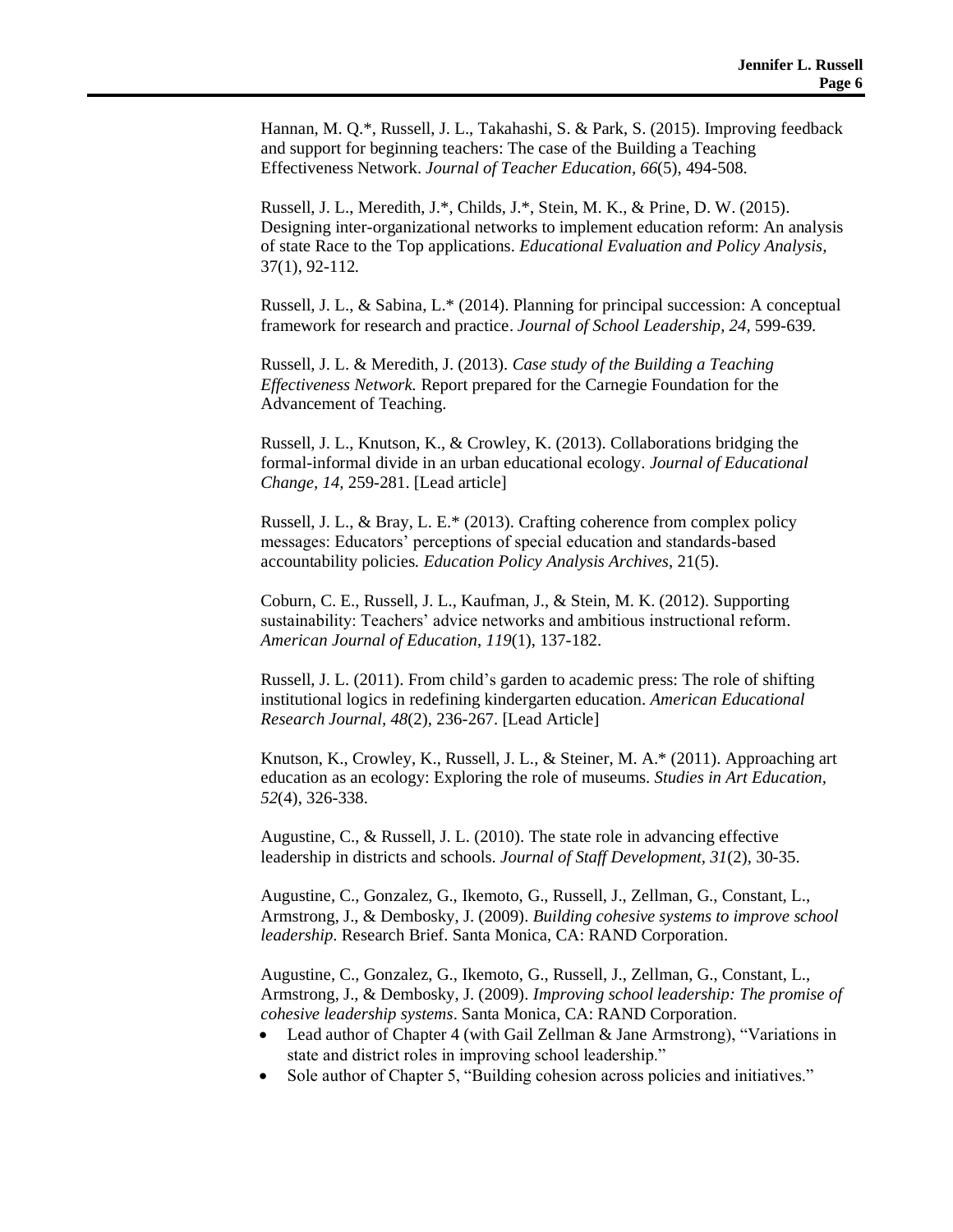Hannan, M. Q.*, Russell, J. L., Takahashi, S. & Park, S. (2015). Improving feedback and support for beginning teachers: The case of the Building a Teaching Effectiveness Network. *Journal of Teacher Education, 66*(5), 494-508.

Russell, J. L., Meredith, J.*, Childs, J.*, Stein, M. K., & Prine, D. W. (2015). Designing inter-organizational networks to implement education reform: An analysis of state Race to the Top applications. *Educational Evaluation and Policy Analysis*, 37(1), 92-112.

Russell, J. L., & Sabina, L.* (2014). Planning for principal succession: A conceptual framework for research and practice. *Journal of School Leadership, 24,* 599-639.

Russell, J. L. & Meredith, J. (2013). *Case study of the Building a Teaching Effectiveness Network.* Report prepared for the Carnegie Foundation for the Advancement of Teaching.

Russell, J. L., Knutson, K., & Crowley, K. (2013). Collaborations bridging the formal-informal divide in an urban educational ecology. *Journal of Educational Change, 14,* 259-281. [Lead article]

Russell, J. L., & Bray, L. E.* (2013). Crafting coherence from complex policy messages: Educators' perceptions of special education and standards-based accountability policies*. Education Policy Analysis Archives*, 21(5).

Coburn, C. E., Russell, J. L., Kaufman, J., & Stein, M. K. (2012). Supporting sustainability: Teachers' advice networks and ambitious instructional reform. *American Journal of Education*, *119*(1), 137-182.

Russell, J. L. (2011). From child's garden to academic press: The role of shifting institutional logics in redefining kindergarten education. *American Educational Research Journal, 48*(2), 236-267. [Lead Article]

Knutson, K., Crowley, K., Russell, J. L., & Steiner, M. A.* (2011). Approaching art education as an ecology: Exploring the role of museums. *Studies in Art Education, 52*(4), 326-338.

Augustine, C., & Russell, J. L. (2010). The state role in advancing effective leadership in districts and schools. *Journal of Staff Development, 31*(2), 30-35.

Augustine, C., Gonzalez, G., Ikemoto, G., Russell, J., Zellman, G., Constant, L., Armstrong, J., & Dembosky, J. (2009). *Building cohesive systems to improve school leadership*. Research Brief. Santa Monica, CA: RAND Corporation.

Augustine, C., Gonzalez, G., Ikemoto, G., Russell, J., Zellman, G., Constant, L., Armstrong, J., & Dembosky, J. (2009). *Improving school leadership: The promise of cohesive leadership systems*. Santa Monica, CA: RAND Corporation.

- Lead author of Chapter 4 (with Gail Zellman & Jane Armstrong), "Variations in state and district roles in improving school leadership."
- Sole author of Chapter 5, "Building cohesion across policies and initiatives."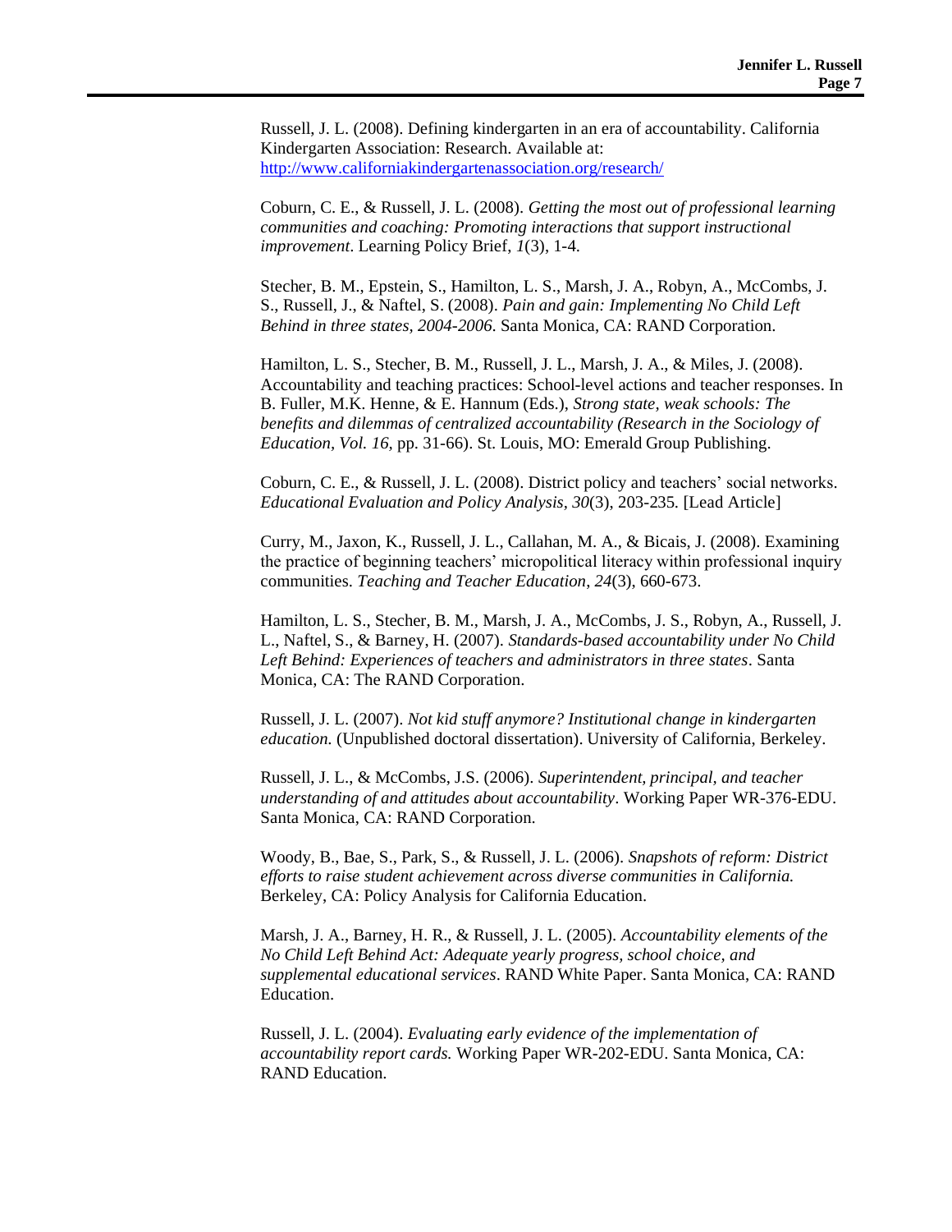Russell, J. L. (2008). Defining kindergarten in an era of accountability. California Kindergarten Association: Research. Available at: [http://www.californiakindergartenassociation.org/research/](http://www.californiakindergartenassociation.org/research/)

Coburn, C. E., & Russell, J. L. (2008). *Getting the most out of professional learning communities and coaching: Promoting interactions that support instructional improvement*. Learning Policy Brief, *1*(3), 1-4.

Stecher, B. M., Epstein, S., Hamilton, L. S., Marsh, J. A., Robyn, A., McCombs, J. S., Russell, J., & Naftel, S. (2008). *Pain and gain: Implementing No Child Left Behind in three states, 2004-2006*. Santa Monica, CA: RAND Corporation.

Hamilton, L. S., Stecher, B. M., Russell, J. L., Marsh, J. A., & Miles, J. (2008). Accountability and teaching practices: School-level actions and teacher responses. In B. Fuller, M.K. Henne, & E. Hannum (Eds.), *Strong state, weak schools: The benefits and dilemmas of centralized accountability (Research in the Sociology of Education, Vol. 16,* pp. 31-66). St. Louis, MO: Emerald Group Publishing.

Coburn, C. E., & Russell, J. L. (2008). District policy and teachers' social networks. *Educational Evaluation and Policy Analysis*, *30*(3), 203-235. [Lead Article]

Curry, M., Jaxon, K., Russell, J. L., Callahan, M. A., & Bicais, J. (2008). Examining the practice of beginning teachers' micropolitical literacy within professional inquiry communities. *Teaching and Teacher Education*, *24*(3), 660-673.

Hamilton, L. S., Stecher, B. M., Marsh, J. A., McCombs, J. S., Robyn, A., Russell, J. L., Naftel, S., & Barney, H. (2007). *Standards-based accountability under No Child Left Behind: Experiences of teachers and administrators in three states*. Santa Monica, CA: The RAND Corporation.

Russell, J. L. (2007). *Not kid stuff anymore? Institutional change in kindergarten education.* (Unpublished doctoral dissertation). University of California, Berkeley.

Russell, J. L., & McCombs, J.S. (2006). *Superintendent, principal, and teacher understanding of and attitudes about accountability*. Working Paper WR-376-EDU. Santa Monica, CA: RAND Corporation.

Woody, B., Bae, S., Park, S., & Russell, J. L. (2006). *Snapshots of reform: District efforts to raise student achievement across diverse communities in California.* Berkeley, CA: Policy Analysis for California Education.

Marsh, J. A., Barney, H. R., & Russell, J. L. (2005). *Accountability elements of the No Child Left Behind Act: Adequate yearly progress, school choice, and supplemental educational services*. RAND White Paper. Santa Monica, CA: RAND Education.

Russell, J. L. (2004). *Evaluating early evidence of the implementation of accountability report cards.* Working Paper WR-202-EDU. Santa Monica, CA: RAND Education.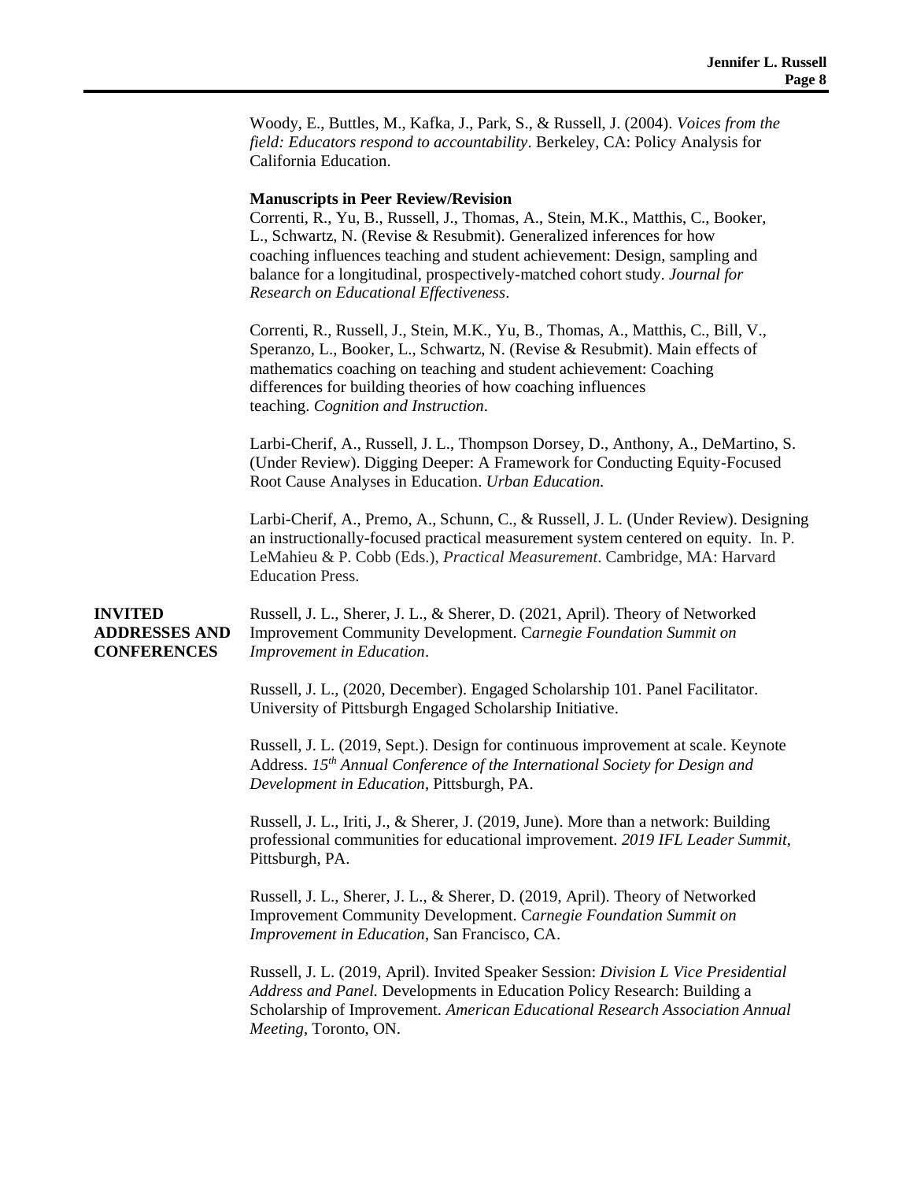Woody, E., Buttles, M., Kafka, J., Park, S., & Russell, J. (2004). *Voices from the field: Educators respond to accountability*. Berkeley, CA: Policy Analysis for California Education.

**Manuscripts in Peer Review/Revision**

Correnti, R., Yu, B., Russell, J., Thomas, A., Stein, M.K., Matthis, C., Booker, L., Schwartz, N. (Revise & Resubmit). Generalized inferences for how coaching influences teaching and student achievement: Design, sampling and balance for a longitudinal, prospectively-matched cohort study. *Journal for Research on Educational Effectiveness*.

Correnti, R., Russell, J., Stein, M.K., Yu, B., Thomas, A., Matthis, C., Bill, V., Speranzo, L., Booker, L., Schwartz, N. (Revise & Resubmit). Main effects of mathematics coaching on teaching and student achievement: Coaching differences for building theories of how coaching influences teaching. *Cognition and Instruction*.

Larbi-Cherif, A., Russell, J. L., Thompson Dorsey, D., Anthony, A., DeMartino, S. (Under Review). Digging Deeper: A Framework for Conducting Equity-Focused Root Cause Analyses in Education. *Urban Education.*

Larbi-Cherif, A., Premo, A., Schunn, C., & Russell, J. L. (Under Review). Designing an instructionally-focused practical measurement system centered on equity. In. P. LeMahieu & P. Cobb (Eds.), *Practical Measurement*. Cambridge, MA: Harvard Education Press.

## INVITED ADDRESSES AND CONFERENCES

Russell, J. L., Sherer, J. L., & Sherer, D. (2021, April). Theory of Networked Improvement Community Development. C*arnegie Foundation Summit on Improvement in Education*.

Russell, J. L., (2020, December). Engaged Scholarship 101. Panel Facilitator. University of Pittsburgh Engaged Scholarship Initiative.

Russell, J. L. (2019, Sept.). Design for continuous improvement at scale. Keynote Address. *15th Annual Conference of the International Society for Design and Development in Education*, Pittsburgh, PA.

Russell, J. L., Iriti, J., & Sherer, J. (2019, June). More than a network: Building professional communities for educational improvement. *2019 IFL Leader Summit*, Pittsburgh, PA.

Russell, J. L., Sherer, J. L., & Sherer, D. (2019, April). Theory of Networked Improvement Community Development. C*arnegie Foundation Summit on Improvement in Education*, San Francisco, CA.

Russell, J. L. (2019, April). Invited Speaker Session: *Division L Vice Presidential Address and Panel.* Developments in Education Policy Research: Building a Scholarship of Improvement. *American Educational Research Association Annual Meeting*, Toronto, ON.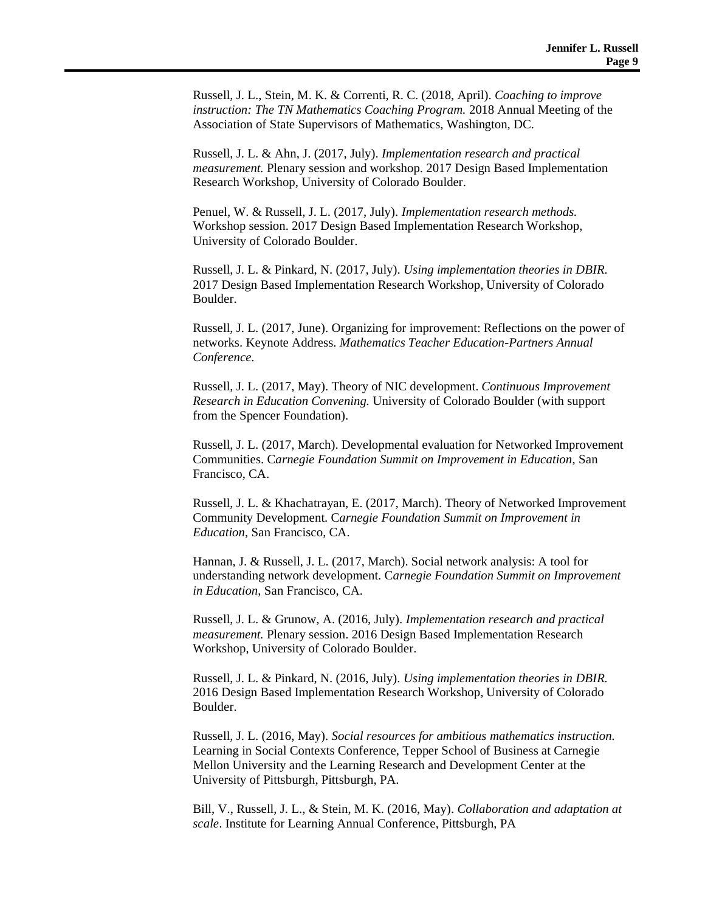Russell, J. L., Stein, M. K. & Correnti, R. C. (2018, April). *Coaching to improve instruction: The TN Mathematics Coaching Program.* 2018 Annual Meeting of the Association of State Supervisors of Mathematics, Washington, DC.

Russell, J. L. & Ahn, J. (2017, July). *Implementation research and practical measurement.* Plenary session and workshop. 2017 Design Based Implementation Research Workshop, University of Colorado Boulder.

Penuel, W. & Russell, J. L. (2017, July). *Implementation research methods.* Workshop session. 2017 Design Based Implementation Research Workshop, University of Colorado Boulder.

Russell, J. L. & Pinkard, N. (2017, July). *Using implementation theories in DBIR.* 2017 Design Based Implementation Research Workshop, University of Colorado Boulder.

Russell, J. L. (2017, June). Organizing for improvement: Reflections on the power of networks. Keynote Address. *Mathematics Teacher Education-Partners Annual Conference.*

Russell, J. L. (2017, May). Theory of NIC development. *Continuous Improvement Research in Education Convening.* University of Colorado Boulder (with support from the Spencer Foundation).

Russell, J. L. (2017, March). Developmental evaluation for Networked Improvement Communities. C*arnegie Foundation Summit on Improvement in Education*, San Francisco, CA.

Russell, J. L. & Khachatrayan, E. (2017, March). Theory of Networked Improvement Community Development. C*arnegie Foundation Summit on Improvement in Education*, San Francisco, CA.

Hannan, J. & Russell, J. L. (2017, March). Social network analysis: A tool for understanding network development. C*arnegie Foundation Summit on Improvement in Education*, San Francisco, CA.

Russell, J. L. & Grunow, A. (2016, July). *Implementation research and practical measurement.* Plenary session. 2016 Design Based Implementation Research Workshop, University of Colorado Boulder.

Russell, J. L. & Pinkard, N. (2016, July). *Using implementation theories in DBIR.* 2016 Design Based Implementation Research Workshop, University of Colorado Boulder.

Russell, J. L. (2016, May). *Social resources for ambitious mathematics instruction.* Learning in Social Contexts Conference, Tepper School of Business at Carnegie Mellon University and the Learning Research and Development Center at the University of Pittsburgh, Pittsburgh, PA.

Bill, V., Russell, J. L., & Stein, M. K. (2016, May). *Collaboration and adaptation at scale*. Institute for Learning Annual Conference, Pittsburgh, PA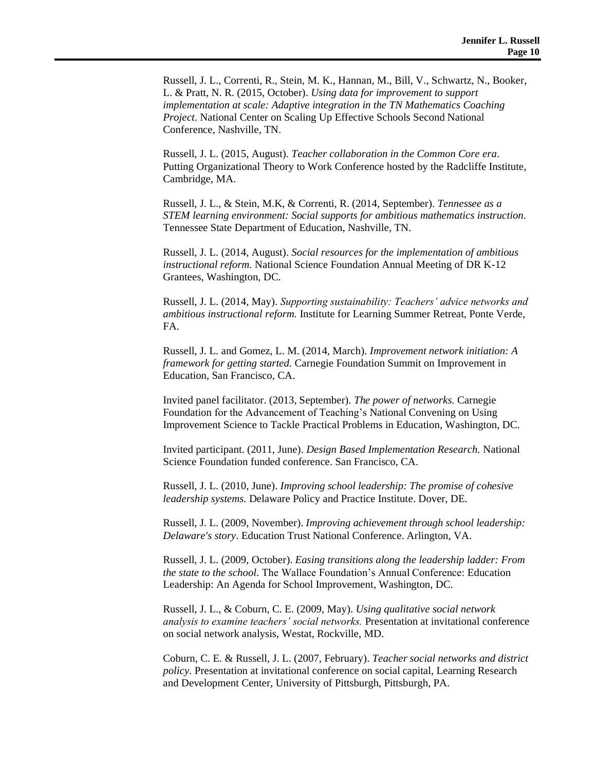Russell, J. L., Correnti, R., Stein, M. K., Hannan, M., Bill, V., Schwartz, N., Booker, L. & Pratt, N. R. (2015, October). *Using data for improvement to support implementation at scale: Adaptive integration in the TN Mathematics Coaching Project*. National Center on Scaling Up Effective Schools Second National Conference, Nashville, TN.

Russell, J. L. (2015, August). *Teacher collaboration in the Common Core era*. Putting Organizational Theory to Work Conference hosted by the Radcliffe Institute, Cambridge, MA.

Russell, J. L., & Stein, M.K, & Correnti, R. (2014, September). *Tennessee as a STEM learning environment: Social supports for ambitious mathematics instruction*. Tennessee State Department of Education, Nashville, TN.

Russell, J. L. (2014, August). *Social resources for the implementation of ambitious instructional reform.* National Science Foundation Annual Meeting of DR K-12 Grantees, Washington, DC.

Russell, J. L. (2014, May). *Supporting sustainability: Teachers' advice networks and ambitious instructional reform.* Institute for Learning Summer Retreat, Ponte Verde, FA.

Russell, J. L. and Gomez, L. M. (2014, March). *Improvement network initiation: A framework for getting started.* Carnegie Foundation Summit on Improvement in Education, San Francisco, CA.

Invited panel facilitator. (2013, September). *The power of networks.* Carnegie Foundation for the Advancement of Teaching's National Convening on Using Improvement Science to Tackle Practical Problems in Education, Washington, DC.

Invited participant. (2011, June). *Design Based Implementation Research.* National Science Foundation funded conference. San Francisco, CA.

Russell, J. L. (2010, June). *Improving school leadership: The promise of cohesive leadership systems.* Delaware Policy and Practice Institute. Dover, DE.

Russell, J. L. (2009, November). *Improving achievement through school leadership: Delaware's story*. Education Trust National Conference. Arlington, VA.

Russell, J. L. (2009, October). *Easing transitions along the leadership ladder: From the state to the school*. The Wallace Foundation's Annual Conference: Education Leadership: An Agenda for School Improvement, Washington, DC.

Russell, J. L., & Coburn, C. E. (2009, May). *Using qualitative social network analysis to examine teachers' social networks.* Presentation at invitational conference on social network analysis, Westat, Rockville, MD.

Coburn, C. E. & Russell, J. L. (2007, February). *Teacher social networks and district policy.* Presentation at invitational conference on social capital, Learning Research and Development Center, University of Pittsburgh, Pittsburgh, PA.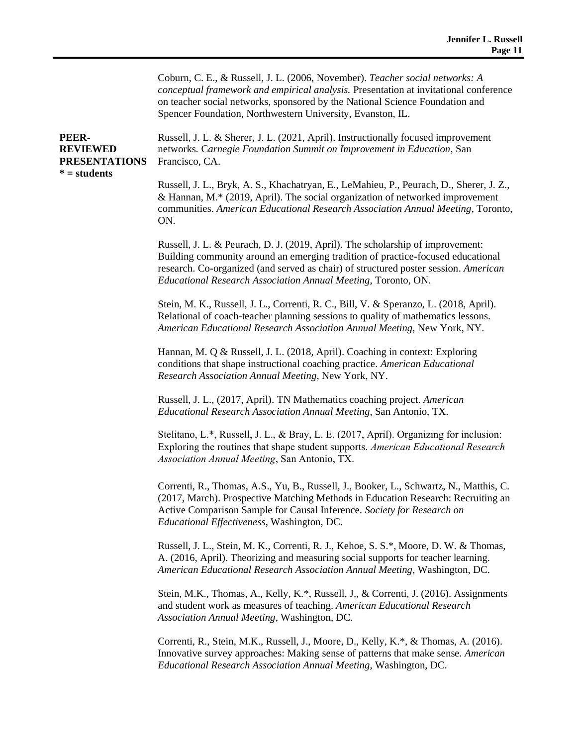Coburn, C. E., & Russell, J. L. (2006, November). *Teacher social networks: A conceptual framework and empirical analysis.* Presentation at invitational conference on teacher social networks, sponsored by the National Science Foundation and Spencer Foundation, Northwestern University, Evanston, IL.

**PEER-REVIEWED PRESENTATIONS**
**\* = students**

Russell, J. L. & Sherer, J. L. (2021, April). Instructionally focused improvement networks. C*arnegie Foundation Summit on Improvement in Education*, San Francisco, CA.

Russell, J. L., Bryk, A. S., Khachatryan, E., LeMahieu, P., Peurach, D., Sherer, J. Z., & Hannan, M.* (2019, April). The social organization of networked improvement communities. *American Educational Research Association Annual Meeting*, Toronto, ON.

Russell, J. L. & Peurach, D. J. (2019, April). The scholarship of improvement: Building community around an emerging tradition of practice-focused educational research. Co-organized (and served as chair) of structured poster session. *American Educational Research Association Annual Meeting*, Toronto, ON.

Stein, M. K., Russell, J. L., Correnti, R. C., Bill, V. & Speranzo, L. (2018, April). Relational of coach-teacher planning sessions to quality of mathematics lessons. *American Educational Research Association Annual Meeting*, New York, NY.

Hannan, M. Q & Russell, J. L. (2018, April). Coaching in context: Exploring conditions that shape instructional coaching practice. *American Educational Research Association Annual Meeting*, New York, NY.

Russell, J. L., (2017, April). TN Mathematics coaching project. *American Educational Research Association Annual Meeting*, San Antonio, TX.

Stelitano, L.*, Russell, J. L., & Bray, L. E. (2017, April). Organizing for inclusion: Exploring the routines that shape student supports. *American Educational Research Association Annual Meeting*, San Antonio, TX.

Correnti, R., Thomas, A.S., Yu, B., Russell, J., Booker, L., Schwartz, N., Matthis, C. (2017, March). Prospective Matching Methods in Education Research: Recruiting an Active Comparison Sample for Causal Inference. *Society for Research on Educational Effectiveness*, Washington, DC.

Russell, J. L., Stein, M. K., Correnti, R. J., Kehoe, S. S.*, Moore, D. W. & Thomas, A. (2016, April). Theorizing and measuring social supports for teacher learning. *American Educational Research Association Annual Meeting*, Washington, DC.

Stein, M.K., Thomas, A., Kelly, K.*, Russell, J., & Correnti, J. (2016). Assignments and student work as measures of teaching. *American Educational Research Association Annual Meeting*, Washington, DC.

Correnti, R., Stein, M.K., Russell, J., Moore, D., Kelly, K.*, & Thomas, A. (2016). Innovative survey approaches: Making sense of patterns that make sense. *American Educational Research Association Annual Meeting*, Washington, DC.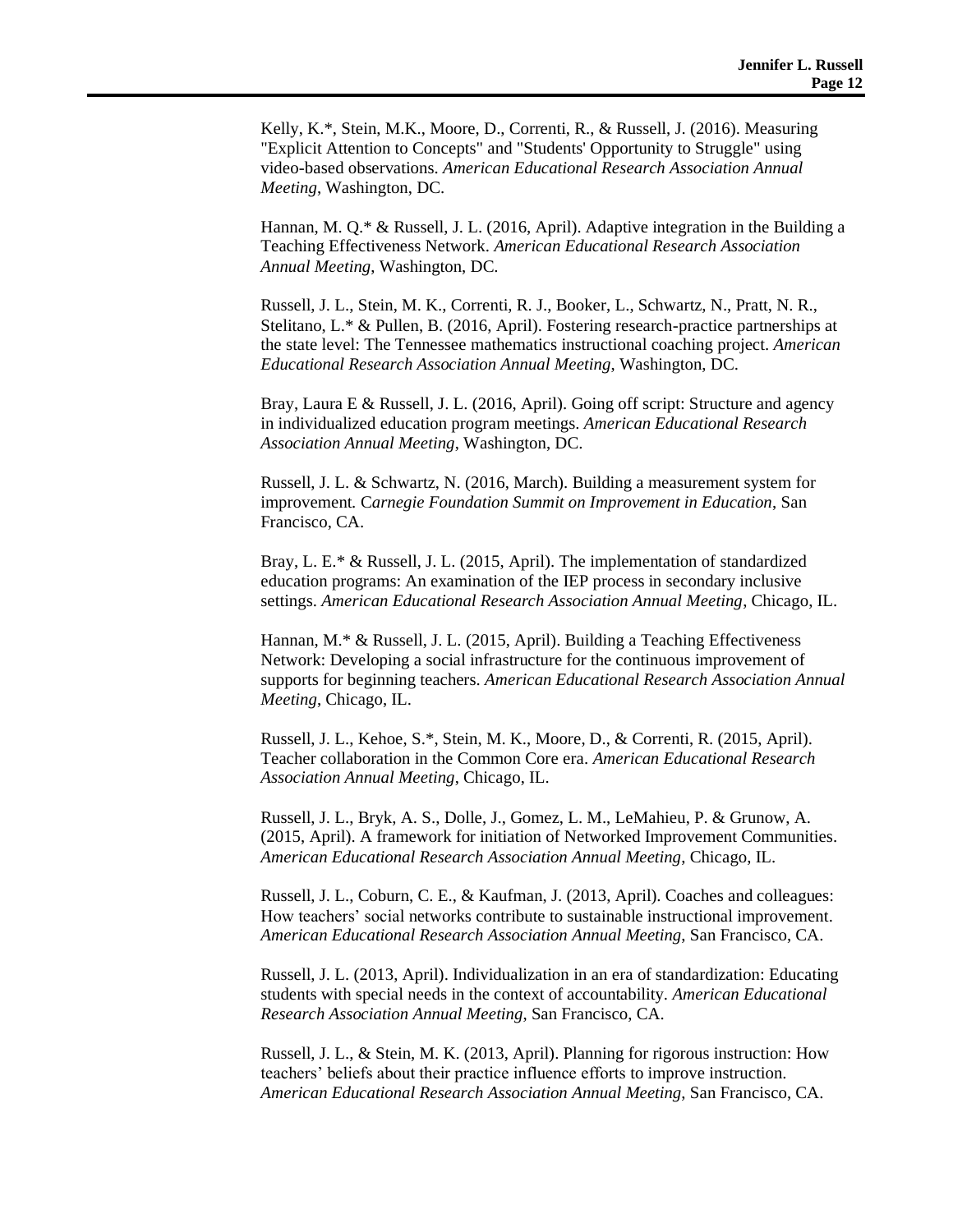Kelly, K.*, Stein, M.K., Moore, D., Correnti, R., & Russell, J. (2016). Measuring "Explicit Attention to Concepts" and "Students' Opportunity to Struggle" using video-based observations. *American Educational Research Association Annual Meeting*, Washington, DC.

Hannan, M. Q.* & Russell, J. L. (2016, April). Adaptive integration in the Building a Teaching Effectiveness Network. *American Educational Research Association Annual Meeting*, Washington, DC.

Russell, J. L., Stein, M. K., Correnti, R. J., Booker, L., Schwartz, N., Pratt, N. R., Stelitano, L.* & Pullen, B. (2016, April). Fostering research-practice partnerships at the state level: The Tennessee mathematics instructional coaching project. *American Educational Research Association Annual Meeting*, Washington, DC.

Bray, Laura E & Russell, J. L. (2016, April). Going off script: Structure and agency in individualized education program meetings. *American Educational Research Association Annual Meeting*, Washington, DC.

Russell, J. L. & Schwartz, N. (2016, March). Building a measurement system for improvement. C*arnegie Foundation Summit on Improvement in Education*, San Francisco, CA.

Bray, L. E.* & Russell, J. L. (2015, April). The implementation of standardized education programs: An examination of the IEP process in secondary inclusive settings. *American Educational Research Association Annual Meeting*, Chicago, IL.

Hannan, M.* & Russell, J. L. (2015, April). Building a Teaching Effectiveness Network: Developing a social infrastructure for the continuous improvement of supports for beginning teachers. *American Educational Research Association Annual Meeting*, Chicago, IL.

Russell, J. L., Kehoe, S.*, Stein, M. K., Moore, D., & Correnti, R. (2015, April). Teacher collaboration in the Common Core era. *American Educational Research Association Annual Meeting*, Chicago, IL.

Russell, J. L., Bryk, A. S., Dolle, J., Gomez, L. M., LeMahieu, P. & Grunow, A. (2015, April). A framework for initiation of Networked Improvement Communities. *American Educational Research Association Annual Meeting*, Chicago, IL.

Russell, J. L., Coburn, C. E., & Kaufman, J. (2013, April). Coaches and colleagues: How teachers' social networks contribute to sustainable instructional improvement. *American Educational Research Association Annual Meeting*, San Francisco, CA.

Russell, J. L. (2013, April). Individualization in an era of standardization: Educating students with special needs in the context of accountability. *American Educational Research Association Annual Meeting*, San Francisco, CA.

Russell, J. L., & Stein, M. K. (2013, April). Planning for rigorous instruction: How teachers' beliefs about their practice influence efforts to improve instruction. *American Educational Research Association Annual Meeting*, San Francisco, CA.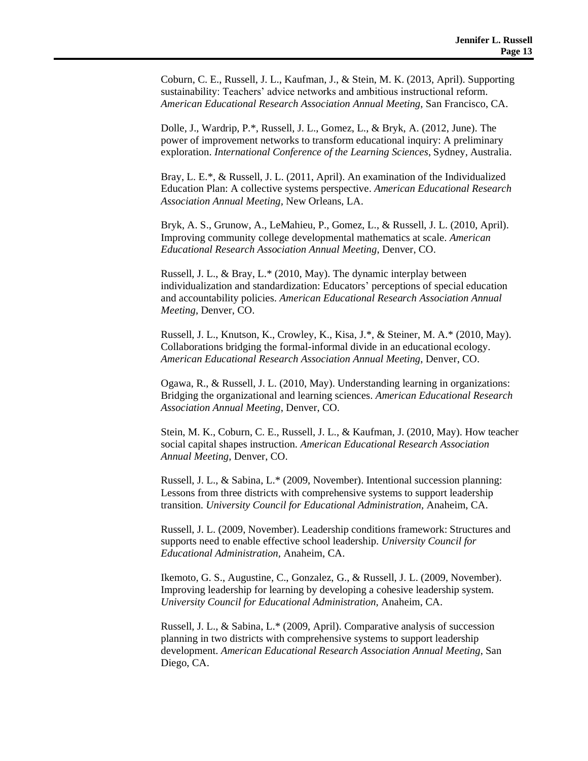Coburn, C. E., Russell, J. L., Kaufman, J., & Stein, M. K. (2013, April). Supporting sustainability: Teachers' advice networks and ambitious instructional reform. *American Educational Research Association Annual Meeting*, San Francisco, CA.

Dolle, J., Wardrip, P.*, Russell, J. L., Gomez, L., & Bryk, A. (2012, June). The power of improvement networks to transform educational inquiry: A preliminary exploration. *International Conference of the Learning Sciences*, Sydney, Australia.

Bray, L. E.*, & Russell, J. L. (2011, April). An examination of the Individualized Education Plan: A collective systems perspective. *American Educational Research Association Annual Meeting*, New Orleans, LA.

Bryk, A. S., Grunow, A., LeMahieu, P., Gomez, L., & Russell, J. L. (2010, April). Improving community college developmental mathematics at scale. *American Educational Research Association Annual Meeting*, Denver, CO.

Russell, J. L., & Bray, L.* (2010, May). The dynamic interplay between individualization and standardization: Educators' perceptions of special education and accountability policies. *American Educational Research Association Annual Meeting*, Denver, CO.

Russell, J. L., Knutson, K., Crowley, K., Kisa, J.*, & Steiner, M. A.* (2010, May). Collaborations bridging the formal-informal divide in an educational ecology. *American Educational Research Association Annual Meeting*, Denver, CO.

Ogawa, R., & Russell, J. L. (2010, May). Understanding learning in organizations: Bridging the organizational and learning sciences. *American Educational Research Association Annual Meeting*, Denver, CO.

Stein, M. K., Coburn, C. E., Russell, J. L., & Kaufman, J. (2010, May). How teacher social capital shapes instruction. *American Educational Research Association Annual Meeting*, Denver, CO.

Russell, J. L., & Sabina, L.* (2009, November). Intentional succession planning: Lessons from three districts with comprehensive systems to support leadership transition. *University Council for Educational Administration*, Anaheim, CA.

Russell, J. L. (2009, November). Leadership conditions framework: Structures and supports need to enable effective school leadership. *University Council for Educational Administration,* Anaheim, CA.

Ikemoto, G. S., Augustine, C., Gonzalez, G., & Russell, J. L. (2009, November). Improving leadership for learning by developing a cohesive leadership system. *University Council for Educational Administration*, Anaheim, CA.

Russell, J. L., & Sabina, L.* (2009, April). Comparative analysis of succession planning in two districts with comprehensive systems to support leadership development. *American Educational Research Association Annual Meeting*, San Diego, CA.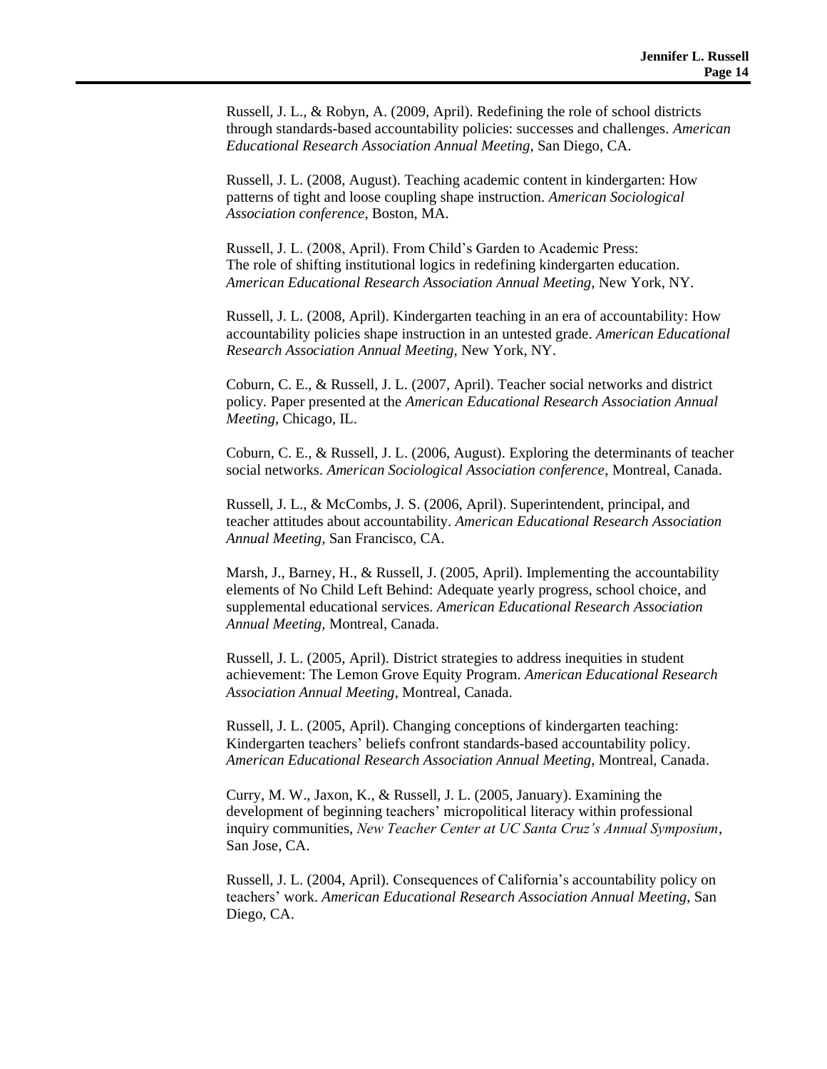Russell, J. L., & Robyn, A. (2009, April). Redefining the role of school districts through standards-based accountability policies: successes and challenges. *American Educational Research Association Annual Meeting,* San Diego, CA.

Russell, J. L. (2008, August). Teaching academic content in kindergarten: How patterns of tight and loose coupling shape instruction. *American Sociological Association conference*, Boston, MA.

Russell, J. L. (2008, April). From Child's Garden to Academic Press: The role of shifting institutional logics in redefining kindergarten education. *American Educational Research Association Annual Meeting,* New York, NY.

Russell, J. L. (2008, April). Kindergarten teaching in an era of accountability: How accountability policies shape instruction in an untested grade. *American Educational Research Association Annual Meeting,* New York, NY.

Coburn, C. E., & Russell, J. L. (2007, April). Teacher social networks and district policy. Paper presented at the *American Educational Research Association Annual Meeting*, Chicago, IL.

Coburn, C. E., & Russell, J. L. (2006, August). Exploring the determinants of teacher social networks. *American Sociological Association conference*, Montreal, Canada.

Russell, J. L., & McCombs, J. S. (2006, April). Superintendent, principal, and teacher attitudes about accountability. *American Educational Research Association Annual Meeting*, San Francisco, CA.

Marsh, J., Barney, H., & Russell, J. (2005, April). Implementing the accountability elements of No Child Left Behind: Adequate yearly progress, school choice, and supplemental educational services. *American Educational Research Association Annual Meeting,* Montreal, Canada.

Russell, J. L. (2005, April). District strategies to address inequities in student achievement: The Lemon Grove Equity Program. *American Educational Research Association Annual Meeting*, Montreal, Canada.

Russell, J. L. (2005, April). Changing conceptions of kindergarten teaching: Kindergarten teachers' beliefs confront standards-based accountability policy. *American Educational Research Association Annual Meeting*, Montreal, Canada.

Curry, M. W., Jaxon, K., & Russell, J. L. (2005, January). Examining the development of beginning teachers' micropolitical literacy within professional inquiry communities, *New Teacher Center at UC Santa Cruz's Annual Symposium*, San Jose, CA.

Russell, J. L. (2004, April). Consequences of California's accountability policy on teachers' work. *American Educational Research Association Annual Meeting*, San Diego, CA.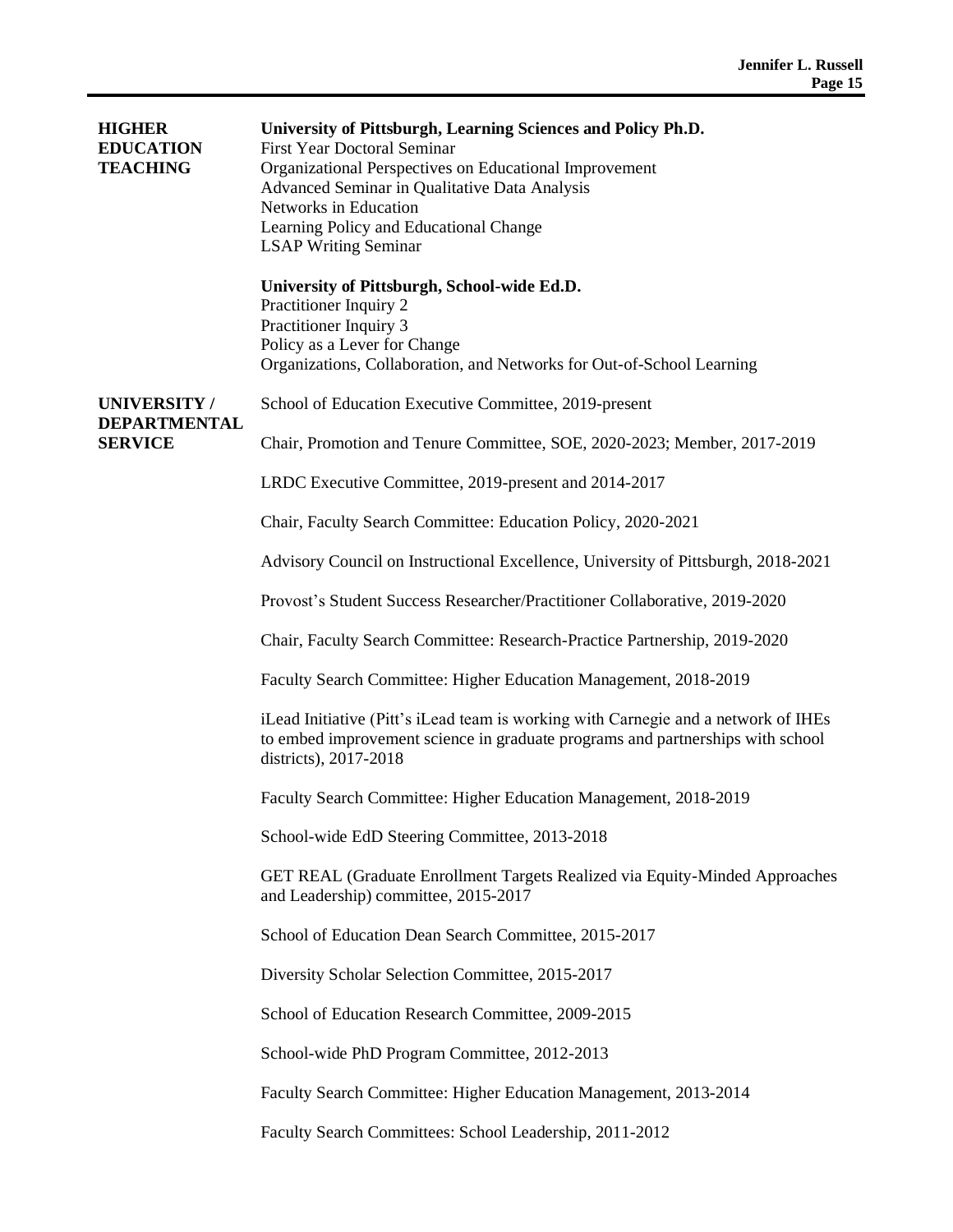## HIGHER EDUCATION TEACHING

**University of Pittsburgh, Learning Sciences and Policy Ph.D.**
First Year Doctoral Seminar
Organizational Perspectives on Educational Improvement
Advanced Seminar in Qualitative Data Analysis
Networks in Education
Learning Policy and Educational Change
LSAP Writing Seminar

**University of Pittsburgh, School-wide Ed.D.**
Practitioner Inquiry 2
Practitioner Inquiry 3
Policy as a Lever for Change
Organizations, Collaboration, and Networks for Out-of-School Learning

## UNIVERSITY / DEPARTMENTAL SERVICE

School of Education Executive Committee, 2019-present

Chair, Promotion and Tenure Committee, SOE, 2020-2023; Member, 2017-2019

LRDC Executive Committee, 2019-present and 2014-2017

Chair, Faculty Search Committee: Education Policy, 2020-2021

Advisory Council on Instructional Excellence, University of Pittsburgh, 2018-2021

Provost's Student Success Researcher/Practitioner Collaborative, 2019-2020

Chair, Faculty Search Committee: Research-Practice Partnership, 2019-2020

Faculty Search Committee: Higher Education Management, 2018-2019

iLead Initiative (Pitt's iLead team is working with Carnegie and a network of IHEs to embed improvement science in graduate programs and partnerships with school districts), 2017-2018

Faculty Search Committee: Higher Education Management, 2018-2019

School-wide EdD Steering Committee, 2013-2018

GET REAL (Graduate Enrollment Targets Realized via Equity-Minded Approaches and Leadership) committee, 2015-2017

School of Education Dean Search Committee, 2015-2017

Diversity Scholar Selection Committee, 2015-2017

School of Education Research Committee, 2009-2015

School-wide PhD Program Committee, 2012-2013

Faculty Search Committee: Higher Education Management, 2013-2014

Faculty Search Committees: School Leadership, 2011-2012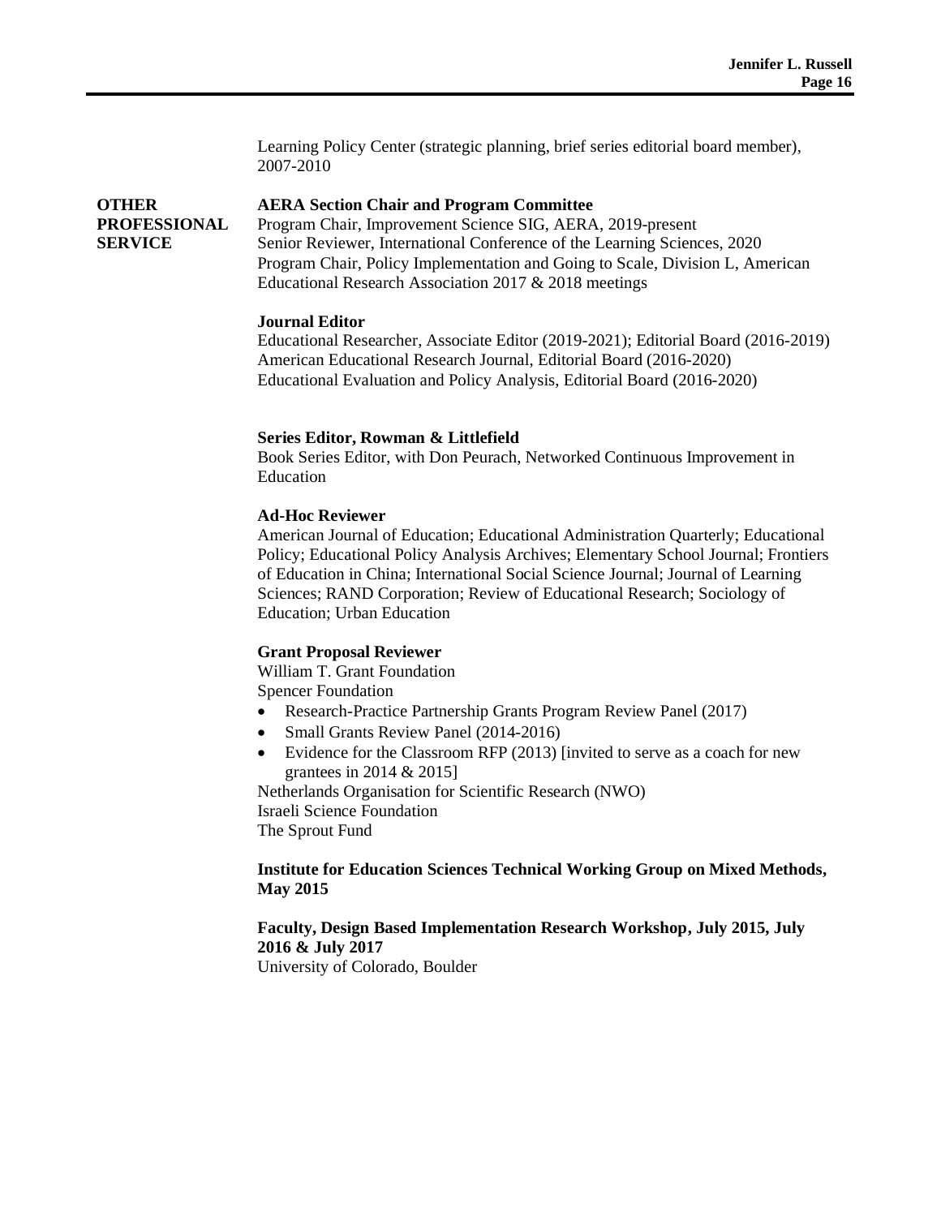Learning Policy Center (strategic planning, brief series editorial board member), 2007-2010

## OTHER PROFESSIONAL SERVICE

**AERA Section Chair and Program Committee**
Program Chair, Improvement Science SIG, AERA, 2019-present
Senior Reviewer, International Conference of the Learning Sciences, 2020
Program Chair, Policy Implementation and Going to Scale, Division L, American Educational Research Association 2017 & 2018 meetings

**Journal Editor**
Educational Researcher, Associate Editor (2019-2021); Editorial Board (2016-2019)
American Educational Research Journal, Editorial Board (2016-2020)
Educational Evaluation and Policy Analysis, Editorial Board (2016-2020)

**Series Editor, Rowman & Littlefield**
Book Series Editor, with Don Peurach, Networked Continuous Improvement in Education

**Ad-Hoc Reviewer**
American Journal of Education; Educational Administration Quarterly; Educational Policy; Educational Policy Analysis Archives; Elementary School Journal; Frontiers of Education in China; International Social Science Journal; Journal of Learning Sciences; RAND Corporation; Review of Educational Research; Sociology of Education; Urban Education

**Grant Proposal Reviewer**
William T. Grant Foundation
Spencer Foundation

- Research-Practice Partnership Grants Program Review Panel (2017)
- Small Grants Review Panel (2014-2016)
- Evidence for the Classroom RFP (2013) [invited to serve as a coach for new grantees in 2014 & 2015]

Netherlands Organisation for Scientific Research (NWO)
Israeli Science Foundation
The Sprout Fund

**Institute for Education Sciences Technical Working Group on Mixed Methods, May 2015**

**Faculty, Design Based Implementation Research Workshop, July 2015, July 2016 & July 2017**
University of Colorado, Boulder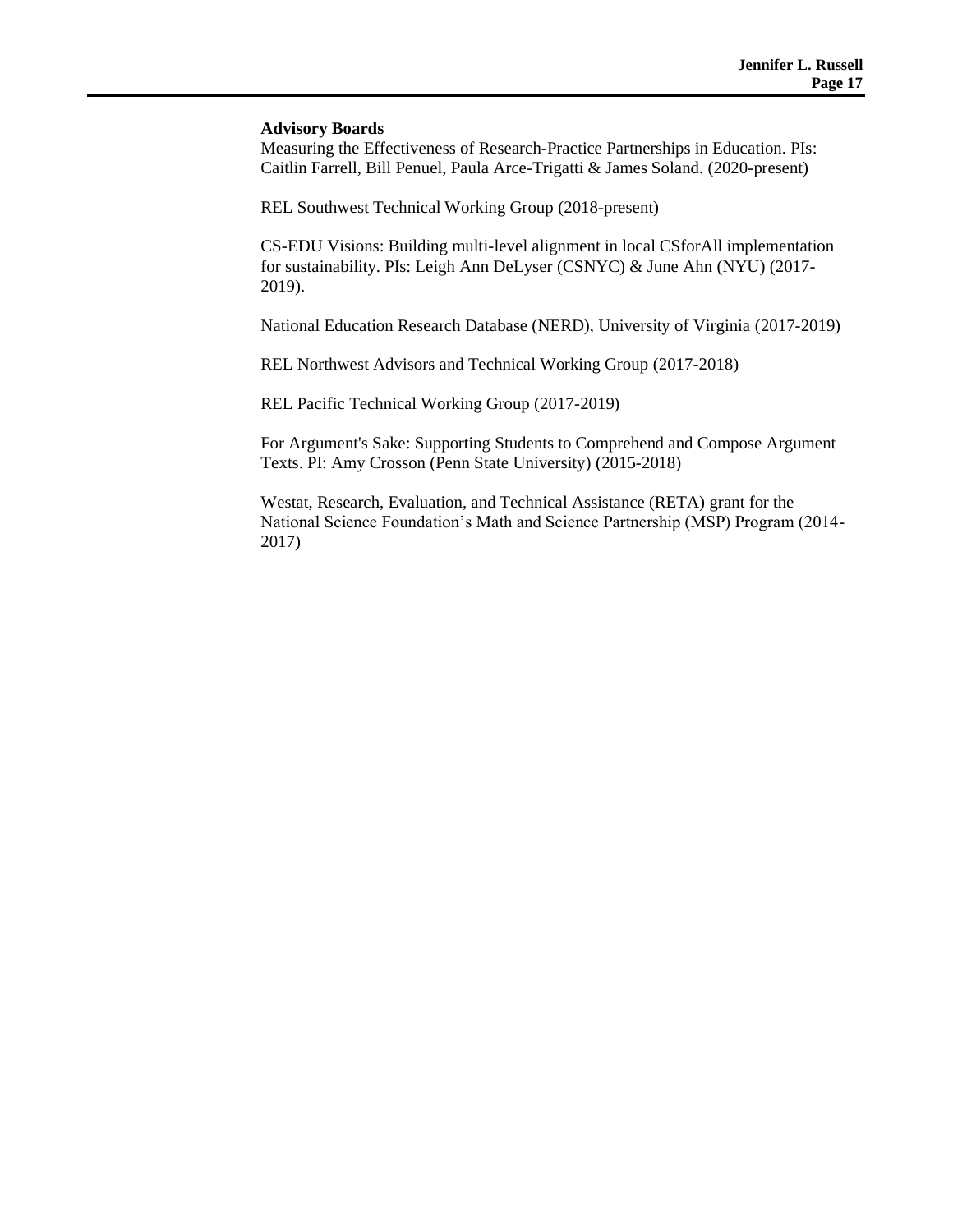**Advisory Boards**

Measuring the Effectiveness of Research-Practice Partnerships in Education. PIs: Caitlin Farrell, Bill Penuel, Paula Arce-Trigatti & James Soland. (2020-present)

REL Southwest Technical Working Group (2018-present)

CS-EDU Visions: Building multi-level alignment in local CSforAll implementation for sustainability. PIs: Leigh Ann DeLyser (CSNYC) & June Ahn (NYU) (2017-2019).

National Education Research Database (NERD), University of Virginia (2017-2019)

REL Northwest Advisors and Technical Working Group (2017-2018)

REL Pacific Technical Working Group (2017-2019)

For Argument's Sake: Supporting Students to Comprehend and Compose Argument Texts. PI: Amy Crosson (Penn State University) (2015-2018)

Westat, Research, Evaluation, and Technical Assistance (RETA) grant for the National Science Foundation's Math and Science Partnership (MSP) Program (2014-2017)